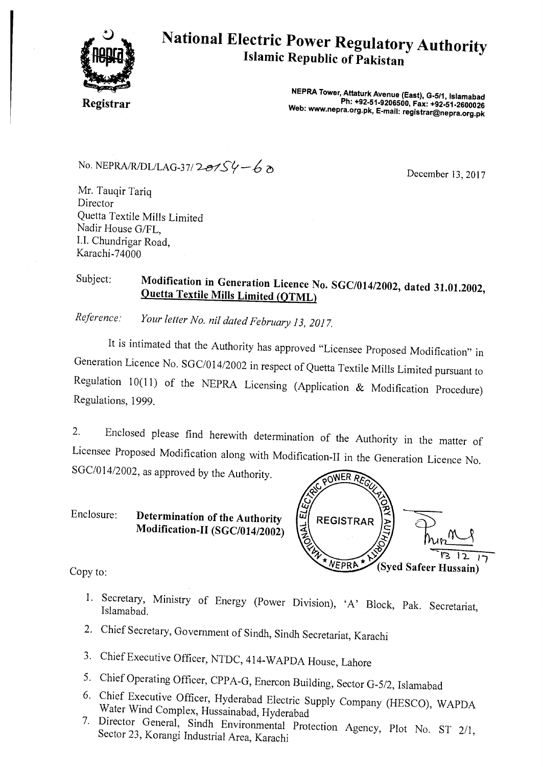# National Electric Power Regulatory Authority
## Islamic Republic of Pakistan

**Registrar**

NEPRA Tower, Attaturk Avenue (East), G-5/1, Islamabad
Ph: +92-51-9206500, Fax: +92-51-2600026
Web: www.nepra.org.pk, E-mail: registrar@nepra.org.pk

No. NEPRA/R/DL/LAG-37/20754-60

December 13, 2017

Mr. Tauqir Tariq
Director
Quetta Textile Mills Limited
Nadir House G/FL,
I.I. Chundrigar Road,
Karachi-74000

Subject: **Modification in Generation Licence No. SGC/014/2002, dated 31.01.2002, Quetta Textile Mills Limited (QTML)**

*Reference: Your letter No. nil dated February 13, 2017.*

It is intimated that the Authority has approved "Licensee Proposed Modification" in Generation Licence No. SGC/014/2002 in respect of Quetta Textile Mills Limited pursuant to Regulation 10(11) of the NEPRA Licensing (Application & Modification Procedure) Regulations, 1999.

2. Enclosed please find herewith determination of the Authority in the matter of Licensee Proposed Modification along with Modification-II in the Generation Licence No. SGC/014/2002, as approved by the Authority.

Enclosure: **Determination of the Authority**
**Modification-II (SGC/014/2002)**

13 12 17
**(Syed Safeer Hussain)**

Copy to:

1. Secretary, Ministry of Energy (Power Division), 'A' Block, Pak. Secretariat, Islamabad.
2. Chief Secretary, Government of Sindh, Sindh Secretariat, Karachi
3. Chief Executive Officer, NTDC, 414-WAPDA House, Lahore
5. Chief Operating Officer, CPPA-G, Enercon Building, Sector G-5/2, Islamabad
6. Chief Executive Officer, Hyderabad Electric Supply Company (HESCO), WAPDA Water Wind Complex, Hussainabad, Hyderabad
7. Director General, Sindh Environmental Protection Agency, Plot No. ST 2/1, Sector 23, Korangi Industrial Area, Karachi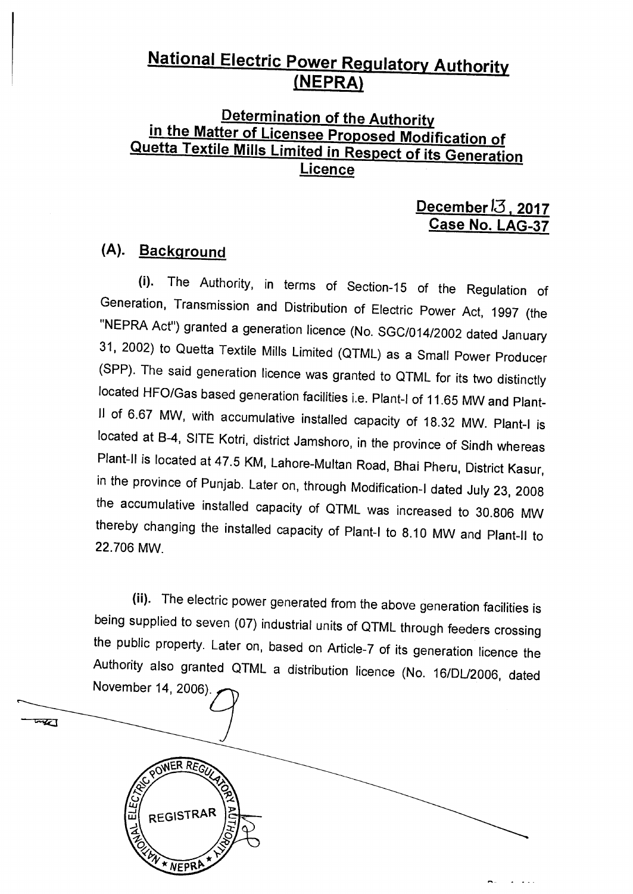# National Electric Power Regulatory Authority (NEPRA)

## Determination of the Authority in the Matter of Licensee Proposed Modification of Quetta Textile Mills Limited in Respect of its Generation Licence

**December 13, 2017**
**Case No. LAG-37**

### (A). Background

(i). The Authority, in terms of Section-15 of the Regulation of Generation, Transmission and Distribution of Electric Power Act, 1997 (the "NEPRA Act") granted a generation licence (No. SGC/014/2002 dated January 31, 2002) to Quetta Textile Mills Limited (QTML) as a Small Power Producer (SPP). The said generation licence was granted to QTML for its two distinctly located HFO/Gas based generation facilities i.e. Plant-I of 11.65 MW and Plant-II of 6.67 MW, with accumulative installed capacity of 18.32 MW. Plant-I is located at B-4, SITE Kotri, district Jamshoro, in the province of Sindh whereas Plant-II is located at 47.5 KM, Lahore-Multan Road, Bhai Pheru, District Kasur, in the province of Punjab. Later on, through Modification-I dated July 23, 2008 the accumulative installed capacity of QTML was increased to 30.806 MW thereby changing the installed capacity of Plant-I to 8.10 MW and Plant-II to 22.706 MW.

(ii). The electric power generated from the above generation facilities is being supplied to seven (07) industrial units of QTML through feeders crossing the public property. Later on, based on Article-7 of its generation licence the Authority also granted QTML a distribution licence (No. 16/DL/2006, dated November 14, 2006).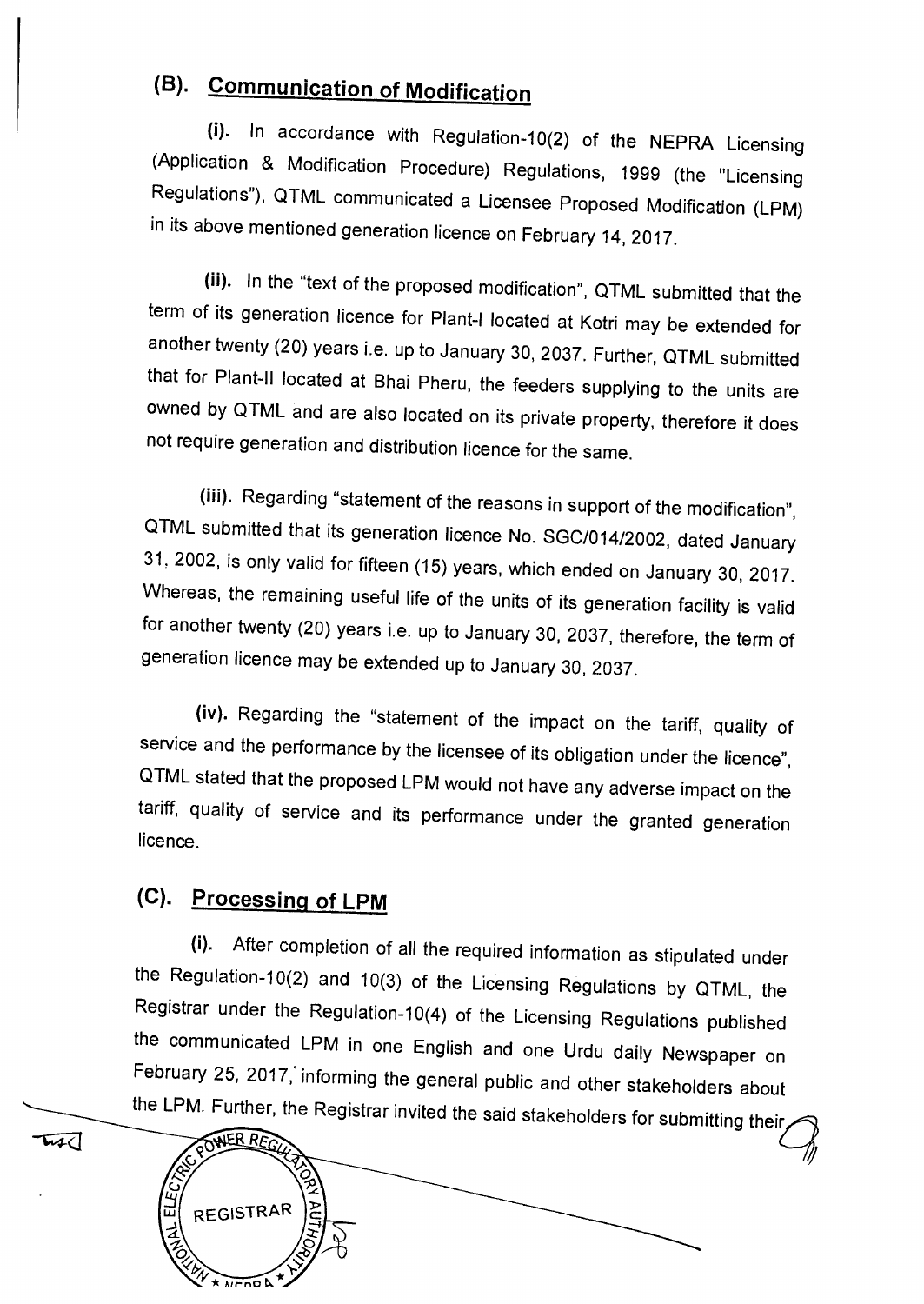## (B). Communication of Modification

(i). In accordance with Regulation-10(2) of the NEPRA Licensing (Application & Modification Procedure) Regulations, 1999 (the "Licensing Regulations"), QTML communicated a Licensee Proposed Modification (LPM) in its above mentioned generation licence on February 14, 2017.

(ii). In the "text of the proposed modification", QTML submitted that the term of its generation licence for Plant-I located at Kotri may be extended for another twenty (20) years i.e. up to January 30, 2037. Further, QTML submitted that for Plant-II located at Bhai Pheru, the feeders supplying to the units are owned by QTML and are also located on its private property, therefore it does not require generation and distribution licence for the same.

(iii). Regarding "statement of the reasons in support of the modification", QTML submitted that its generation licence No. SGC/014/2002, dated January 31, 2002, is only valid for fifteen (15) years, which ended on January 30, 2017. Whereas, the remaining useful life of the units of its generation facility is valid for another twenty (20) years i.e. up to January 30, 2037, therefore, the term of generation licence may be extended up to January 30, 2037.

(iv). Regarding the "statement of the impact on the tariff, quality of service and the performance by the licensee of its obligation under the licence", QTML stated that the proposed LPM would not have any adverse impact on the tariff, quality of service and its performance under the granted generation licence.

## (C). Processing of LPM

(i). After completion of all the required information as stipulated under the Regulation-10(2) and 10(3) of the Licensing Regulations by QTML, the Registrar under the Regulation-10(4) of the Licensing Regulations published the communicated LPM in one English and one Urdu daily Newspaper on February 25, 2017, informing the general public and other stakeholders about the LPM. Further, the Registrar invited the said stakeholders for submitting their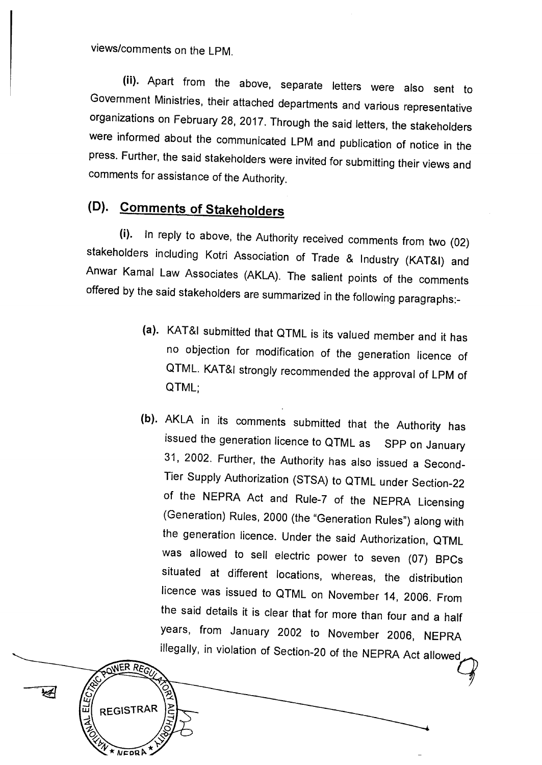views/comments on the LPM.

(ii). Apart from the above, separate letters were also sent to Government Ministries, their attached departments and various representative organizations on February 28, 2017. Through the said letters, the stakeholders were informed about the communicated LPM and publication of notice in the press. Further, the said stakeholders were invited for submitting their views and comments for assistance of the Authority.

## (D). Comments of Stakeholders

(i). In reply to above, the Authority received comments from two (02) stakeholders including Kotri Association of Trade & Industry (KAT&I) and Anwar Kamal Law Associates (AKLA). The salient points of the comments offered by the said stakeholders are summarized in the following paragraphs:-

> (a). KAT&I submitted that QTML is its valued member and it has no objection for modification of the generation licence of QTML. KAT&I strongly recommended the approval of LPM of QTML;
>
> (b). AKLA in its comments submitted that the Authority has issued the generation licence to QTML as SPP on January 31, 2002. Further, the Authority has also issued a Second-Tier Supply Authorization (STSA) to QTML under Section-22 of the NEPRA Act and Rule-7 of the NEPRA Licensing (Generation) Rules, 2000 (the "Generation Rules") along with the generation licence. Under the said Authorization, QTML was allowed to sell electric power to seven (07) BPCs situated at different locations, whereas, the distribution licence was issued to QTML on November 14, 2006. From the said details it is clear that for more than four and a half years, from January 2002 to November 2006, NEPRA illegally, in violation of Section-20 of the NEPRA Act allowed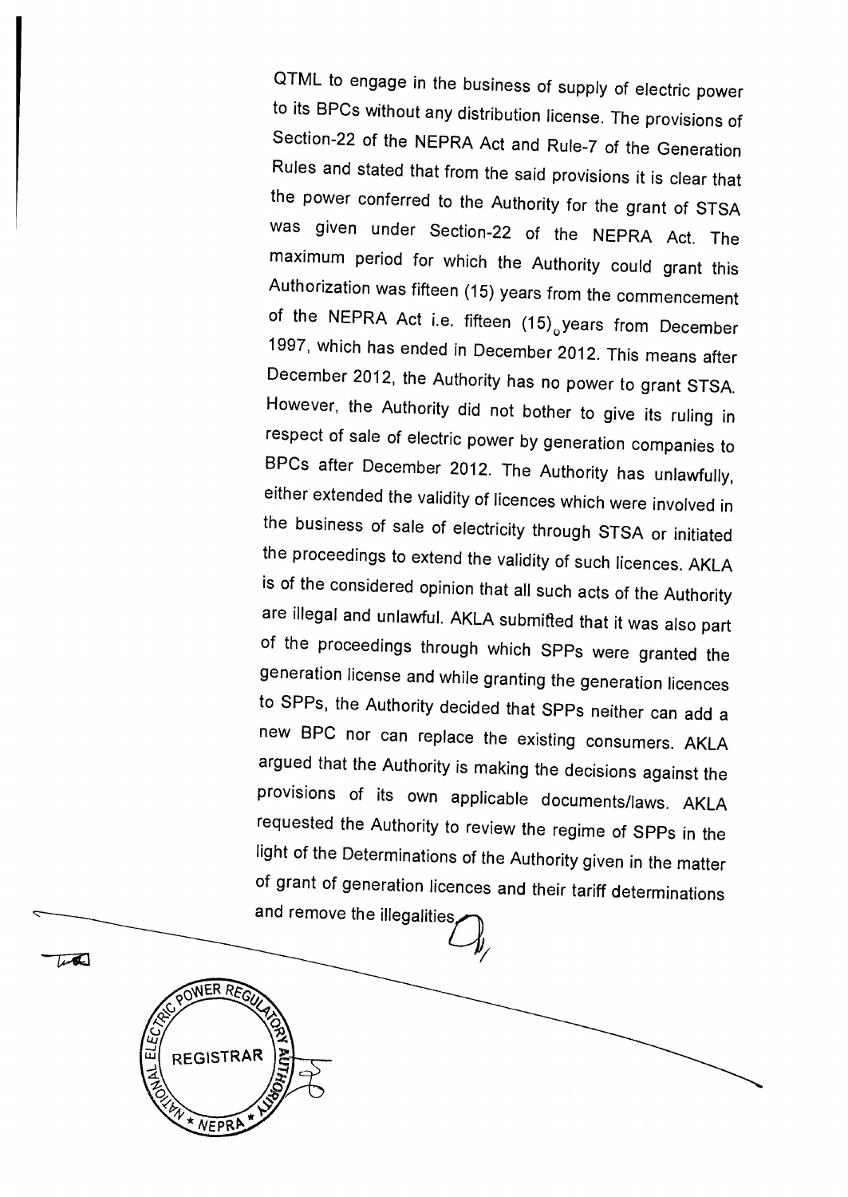QTML to engage in the business of supply of electric power to its BPCs without any distribution license. The provisions of Section-22 of the NEPRA Act and Rule-7 of the Generation Rules and stated that from the said provisions it is clear that the power conferred to the Authority for the grant of STSA was given under Section-22 of the NEPRA Act. The maximum period for which the Authority could grant this Authorization was fifteen (15) years from the commencement of the NEPRA Act i.e. fifteen (15) years from December 1997, which has ended in December 2012. This means after December 2012, the Authority has no power to grant STSA. However, the Authority did not bother to give its ruling in respect of sale of electric power by generation companies to BPCs after December 2012. The Authority has unlawfully, either extended the validity of licences which were involved in the business of sale of electricity through STSA or initiated the proceedings to extend the validity of such licences. AKLA is of the considered opinion that all such acts of the Authority are illegal and unlawful. AKLA submitted that it was also part of the proceedings through which SPPs were granted the generation license and while granting the generation licences to SPPs, the Authority decided that SPPs neither can add a new BPC nor can replace the existing consumers. AKLA argued that the Authority is making the decisions against the provisions of its own applicable documents/laws. AKLA requested the Authority to review the regime of SPPs in the light of the Determinations of the Authority given in the matter of grant of generation licences and their tariff determinations and remove the illegalities.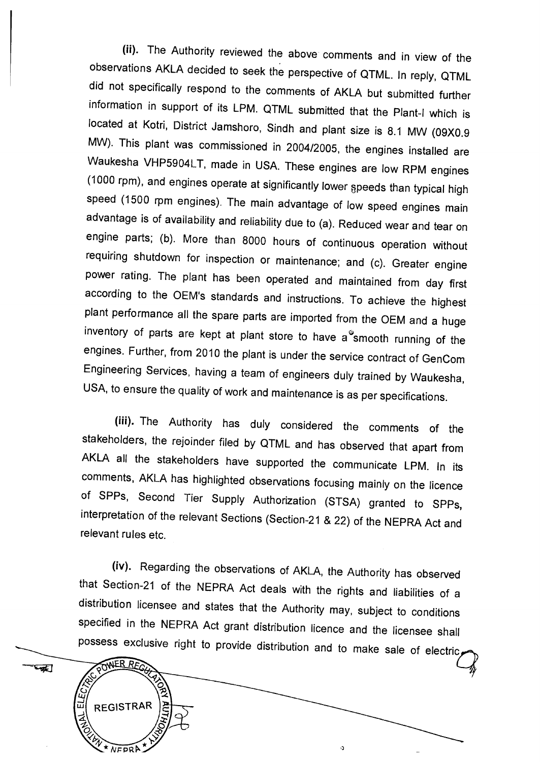(ii). The Authority reviewed the above comments and in view of the observations AKLA decided to seek the perspective of QTML. In reply, QTML did not specifically respond to the comments of AKLA but submitted further information in support of its LPM. QTML submitted that the Plant-I which is located at Kotri, District Jamshoro, Sindh and plant size is 8.1 MW (09X0.9 MW). This plant was commissioned in 2004/2005, the engines installed are Waukesha VHP5904LT, made in USA. These engines are low RPM engines (1000 rpm), and engines operate at significantly lower speeds than typical high speed (1500 rpm engines). The main advantage of low speed engines main advantage is of availability and reliability due to (a). Reduced wear and tear on engine parts; (b). More than 8000 hours of continuous operation without requiring shutdown for inspection or maintenance; and (c). Greater engine power rating. The plant has been operated and maintained from day first according to the OEM's standards and instructions. To achieve the highest plant performance all the spare parts are imported from the OEM and a huge inventory of parts are kept at plant store to have a smooth running of the engines. Further, from 2010 the plant is under the service contract of GenCom Engineering Services, having a team of engineers duly trained by Waukesha, USA, to ensure the quality of work and maintenance is as per specifications.

(iii). The Authority has duly considered the comments of the stakeholders, the rejoinder filed by QTML and has observed that apart from AKLA all the stakeholders have supported the communicate LPM. In its comments, AKLA has highlighted observations focusing mainly on the licence of SPPs, Second Tier Supply Authorization (STSA) granted to SPPs, interpretation of the relevant Sections (Section-21 & 22) of the NEPRA Act and relevant rules etc.

(iv). Regarding the observations of AKLA, the Authority has observed that Section-21 of the NEPRA Act deals with the rights and liabilities of a distribution licensee and states that the Authority may, subject to conditions specified in the NEPRA Act grant distribution licence and the licensee shall possess exclusive right to provide distribution and to make sale of electric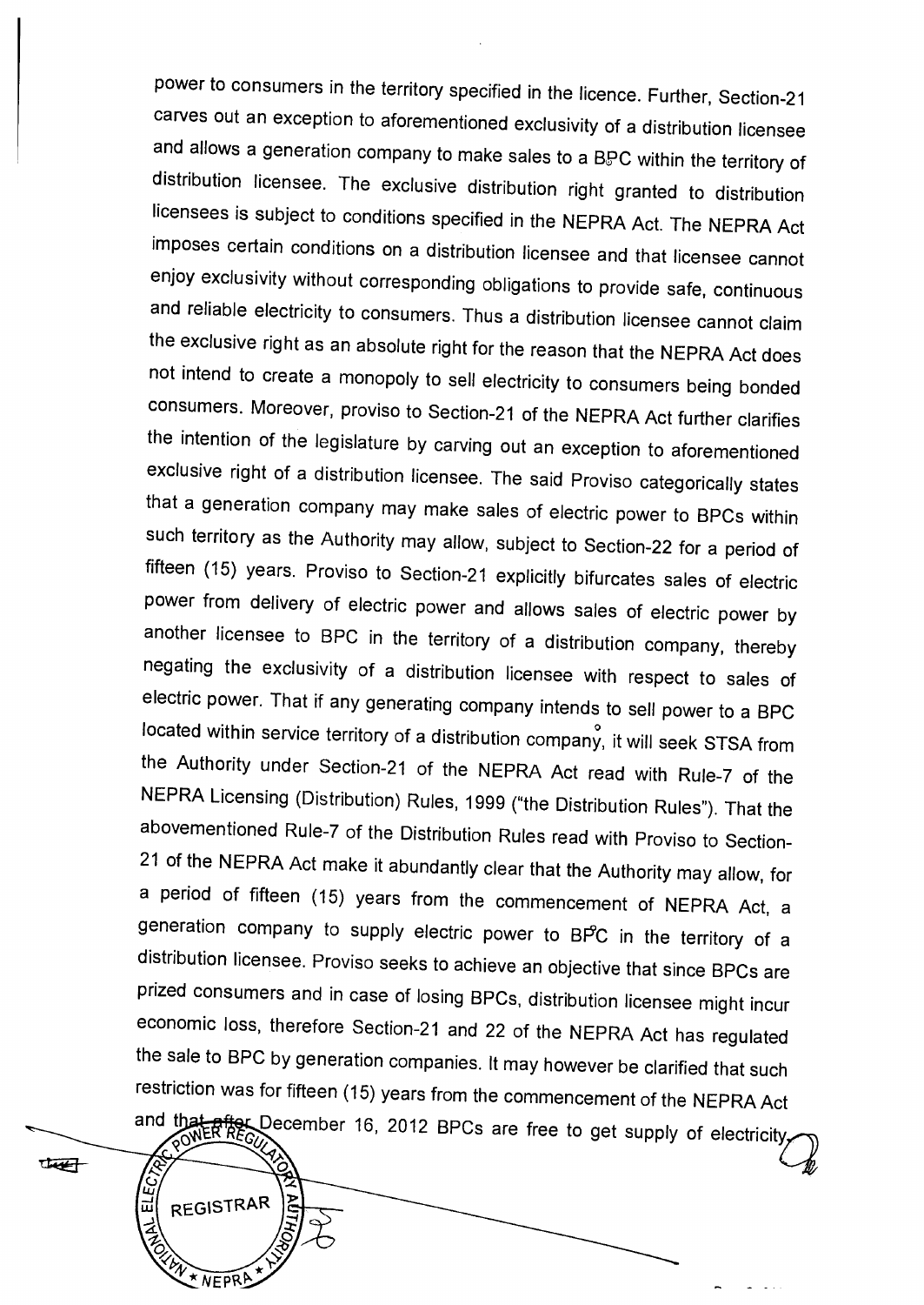power to consumers in the territory specified in the licence. Further, Section-21 carves out an exception to aforementioned exclusivity of a distribution licensee and allows a generation company to make sales to a BPC within the territory of distribution licensee. The exclusive distribution right granted to distribution licensees is subject to conditions specified in the NEPRA Act. The NEPRA Act imposes certain conditions on a distribution licensee and that licensee cannot enjoy exclusivity without corresponding obligations to provide safe, continuous and reliable electricity to consumers. Thus a distribution licensee cannot claim the exclusive right as an absolute right for the reason that the NEPRA Act does not intend to create a monopoly to sell electricity to consumers being bonded consumers. Moreover, proviso to Section-21 of the NEPRA Act further clarifies the intention of the legislature by carving out an exception to aforementioned exclusive right of a distribution licensee. The said Proviso categorically states that a generation company may make sales of electric power to BPCs within such territory as the Authority may allow, subject to Section-22 for a period of fifteen (15) years. Proviso to Section-21 explicitly bifurcates sales of electric power from delivery of electric power and allows sales of electric power by another licensee to BPC in the territory of a distribution company, thereby negating the exclusivity of a distribution licensee with respect to sales of electric power. That if any generating company intends to sell power to a BPC located within service territory of a distribution company, it will seek STSA from the Authority under Section-21 of the NEPRA Act read with Rule-7 of the NEPRA Licensing (Distribution) Rules, 1999 ("the Distribution Rules"). That the abovementioned Rule-7 of the Distribution Rules read with Proviso to Section-21 of the NEPRA Act make it abundantly clear that the Authority may allow, for a period of fifteen (15) years from the commencement of NEPRA Act, a generation company to supply electric power to BPC in the territory of a distribution licensee. Proviso seeks to achieve an objective that since BPCs are prized consumers and in case of losing BPCs, distribution licensee might incur economic loss, therefore Section-21 and 22 of the NEPRA Act has regulated the sale to BPC by generation companies. It may however be clarified that such restriction was for fifteen (15) years from the commencement of the NEPRA Act and that after December 16, 2012 BPCs are free to get supply of electricity,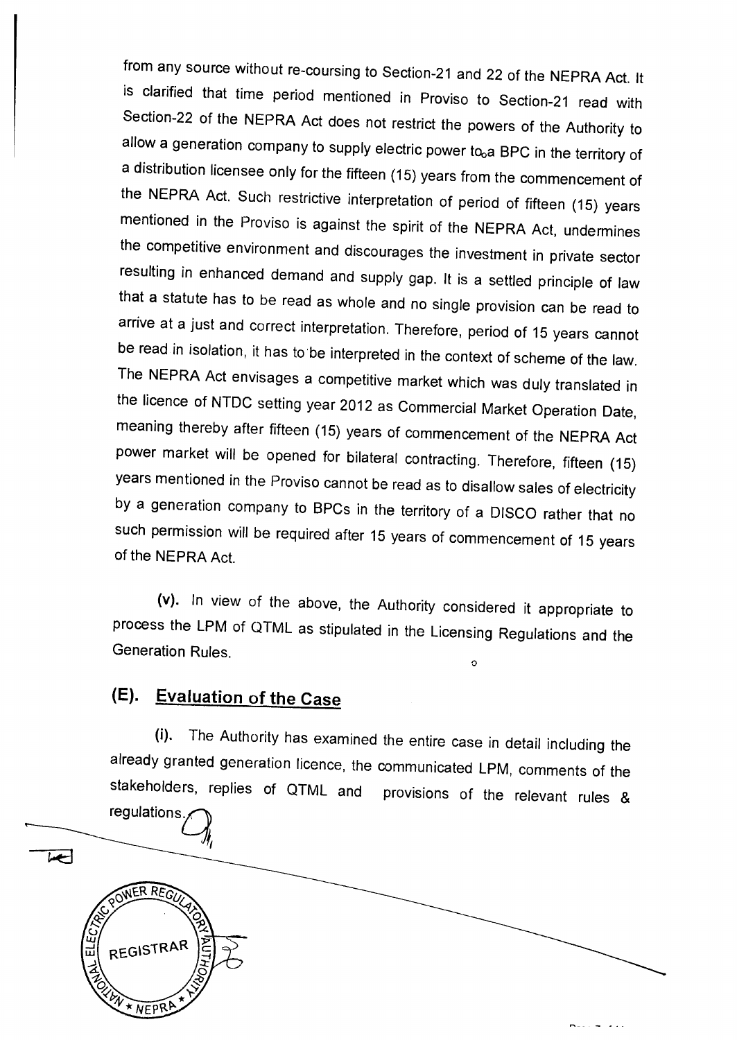from any source without re-coursing to Section-21 and 22 of the NEPRA Act. It is clarified that time period mentioned in Proviso to Section-21 read with Section-22 of the NEPRA Act does not restrict the powers of the Authority to allow a generation company to supply electric power to a BPC in the territory of a distribution licensee only for the fifteen (15) years from the commencement of the NEPRA Act. Such restrictive interpretation of period of fifteen (15) years mentioned in the Proviso is against the spirit of the NEPRA Act, undermines the competitive environment and discourages the investment in private sector resulting in enhanced demand and supply gap. It is a settled principle of law that a statute has to be read as whole and no single provision can be read to arrive at a just and correct interpretation. Therefore, period of 15 years cannot be read in isolation, it has to be interpreted in the context of scheme of the law. The NEPRA Act envisages a competitive market which was duly translated in the licence of NTDC setting year 2012 as Commercial Market Operation Date, meaning thereby after fifteen (15) years of commencement of the NEPRA Act power market will be opened for bilateral contracting. Therefore, fifteen (15) years mentioned in the Proviso cannot be read as to disallow sales of electricity by a generation company to BPCs in the territory of a DISCO rather that no such permission will be required after 15 years of commencement of 15 years of the NEPRA Act.

(v). In view of the above, the Authority considered it appropriate to process the LPM of QTML as stipulated in the Licensing Regulations and the Generation Rules.

## (E). Evaluation of the Case

(i). The Authority has examined the entire case in detail including the already granted generation licence, the communicated LPM, comments of the stakeholders, replies of QTML and provisions of the relevant rules & regulations.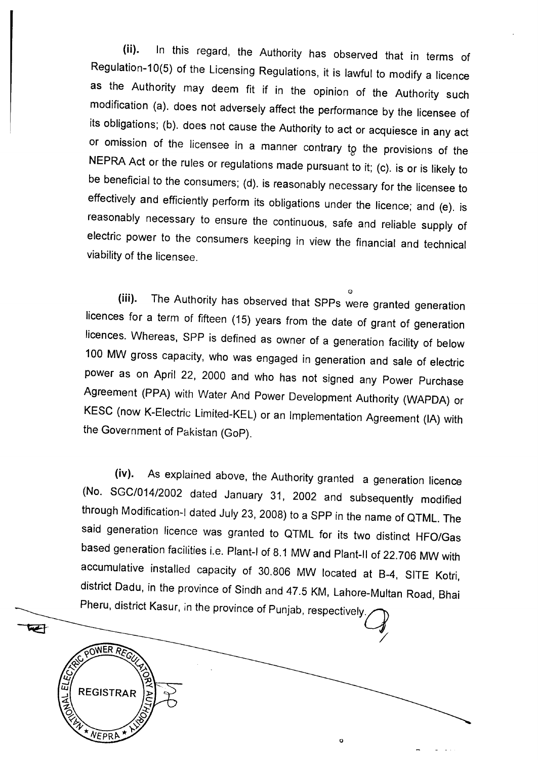(ii). In this regard, the Authority has observed that in terms of Regulation-10(5) of the Licensing Regulations, it is lawful to modify a licence as the Authority may deem fit if in the opinion of the Authority such modification (a). does not adversely affect the performance by the licensee of its obligations; (b). does not cause the Authority to act or acquiesce in any act or omission of the licensee in a manner contrary to the provisions of the NEPRA Act or the rules or regulations made pursuant to it; (c). is or is likely to be beneficial to the consumers; (d). is reasonably necessary for the licensee to effectively and efficiently perform its obligations under the licence; and (e). is reasonably necessary to ensure the continuous, safe and reliable supply of electric power to the consumers keeping in view the financial and technical viability of the licensee.

(iii). The Authority has observed that SPPs were granted generation licences for a term of fifteen (15) years from the date of grant of generation licences. Whereas, SPP is defined as owner of a generation facility of below 100 MW gross capacity, who was engaged in generation and sale of electric power as on April 22, 2000 and who has not signed any Power Purchase Agreement (PPA) with Water And Power Development Authority (WAPDA) or KESC (now K-Electric Limited-KEL) or an Implementation Agreement (IA) with the Government of Pakistan (GoP).

(iv). As explained above, the Authority granted a generation licence (No. SGC/014/2002 dated January 31, 2002 and subsequently modified through Modification-I dated July 23, 2008) to a SPP in the name of QTML. The said generation licence was granted to QTML for its two distinct HFO/Gas based generation facilities i.e. Plant-I of 8.1 MW and Plant-II of 22.706 MW with accumulative installed capacity of 30.806 MW located at B-4, SITE Kotri, district Dadu, in the province of Sindh and 47.5 KM, Lahore-Multan Road, Bhai Pheru, district Kasur, in the province of Punjab, respectively.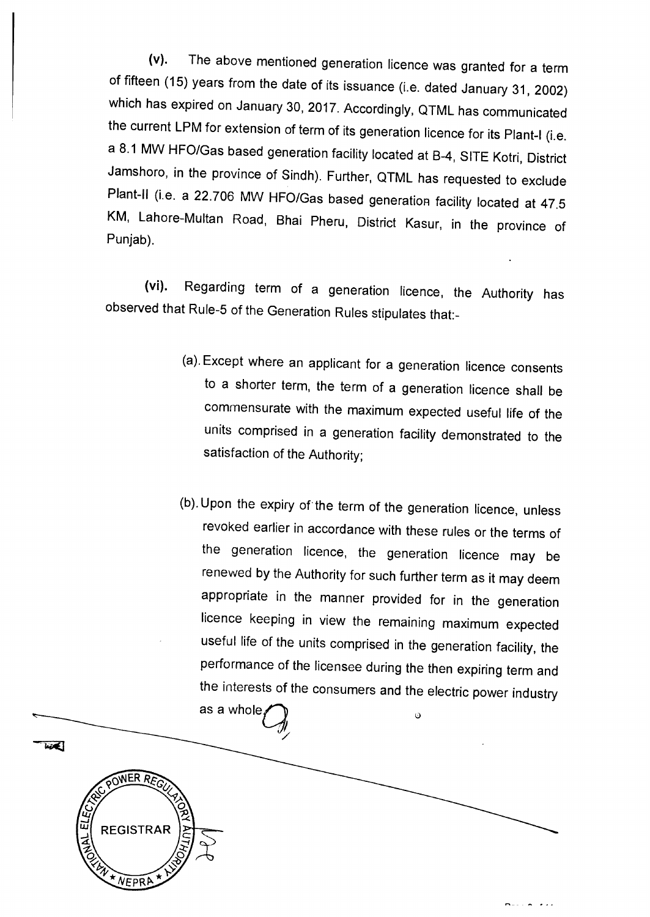(v). The above mentioned generation licence was granted for a term of fifteen (15) years from the date of its issuance (i.e. dated January 31, 2002) which has expired on January 30, 2017. Accordingly, QTML has communicated the current LPM for extension of term of its generation licence for its Plant-I (i.e. a 8.1 MW HFO/Gas based generation facility located at B-4, SITE Kotri, District Jamshoro, in the province of Sindh). Further, QTML has requested to exclude Plant-II (i.e. a 22.706 MW HFO/Gas based generation facility located at 47.5 KM, Lahore-Multan Road, Bhai Pheru, District Kasur, in the province of Punjab).

(vi). Regarding term of a generation licence, the Authority has observed that Rule-5 of the Generation Rules stipulates that:-

> (a). Except where an applicant for a generation licence consents to a shorter term, the term of a generation licence shall be commensurate with the maximum expected useful life of the units comprised in a generation facility demonstrated to the satisfaction of the Authority;
>
> (b). Upon the expiry of the term of the generation licence, unless revoked earlier in accordance with these rules or the terms of the generation licence, the generation licence may be renewed by the Authority for such further term as it may deem appropriate in the manner provided for in the generation licence keeping in view the remaining maximum expected useful life of the units comprised in the generation facility, the performance of the licensee during the then expiring term and the interests of the consumers and the electric power industry as a whole.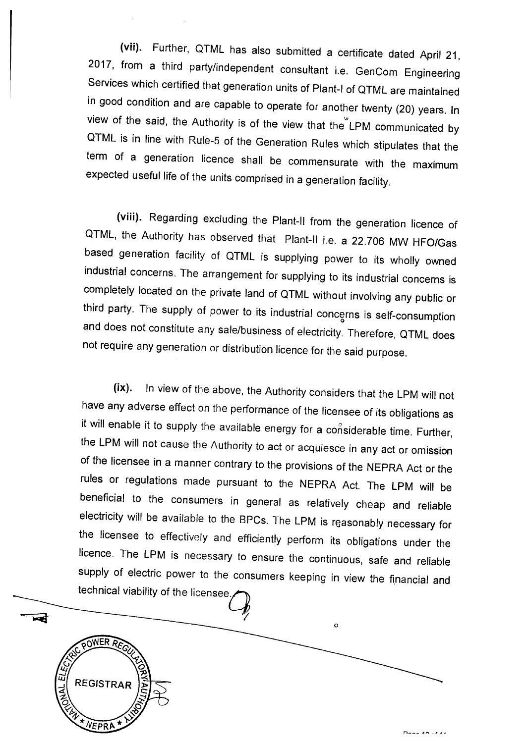(vii). Further, QTML has also submitted a certificate dated April 21, 2017, from a third party/independent consultant i.e. GenCom Engineering Services which certified that generation units of Plant-I of QTML are maintained in good condition and are capable to operate for another twenty (20) years. In view of the said, the Authority is of the view that the LPM communicated by QTML is in line with Rule-5 of the Generation Rules which stipulates that the term of a generation licence shall be commensurate with the maximum expected useful life of the units comprised in a generation facility.

(viii). Regarding excluding the Plant-II from the generation licence of QTML, the Authority has observed that Plant-II i.e. a 22.706 MW HFO/Gas based generation facility of QTML is supplying power to its wholly owned industrial concerns. The arrangement for supplying to its industrial concerns is completely located on the private land of QTML without involving any public or third party. The supply of power to its industrial concerns is self-consumption and does not constitute any sale/business of electricity. Therefore, QTML does not require any generation or distribution licence for the said purpose.

(ix). In view of the above, the Authority considers that the LPM will not have any adverse effect on the performance of the licensee of its obligations as it will enable it to supply the available energy for a considerable time. Further, the LPM will not cause the Authority to act or acquiesce in any act or omission of the licensee in a manner contrary to the provisions of the NEPRA Act or the rules or regulations made pursuant to the NEPRA Act. The LPM will be beneficial to the consumers in general as relatively cheap and reliable electricity will be available to the BPCs. The LPM is reasonably necessary for the licensee to effectively and efficiently perform its obligations under the licence. The LPM is necessary to ensure the continuous, safe and reliable supply of electric power to the consumers keeping in view the financial and technical viability of the licensee.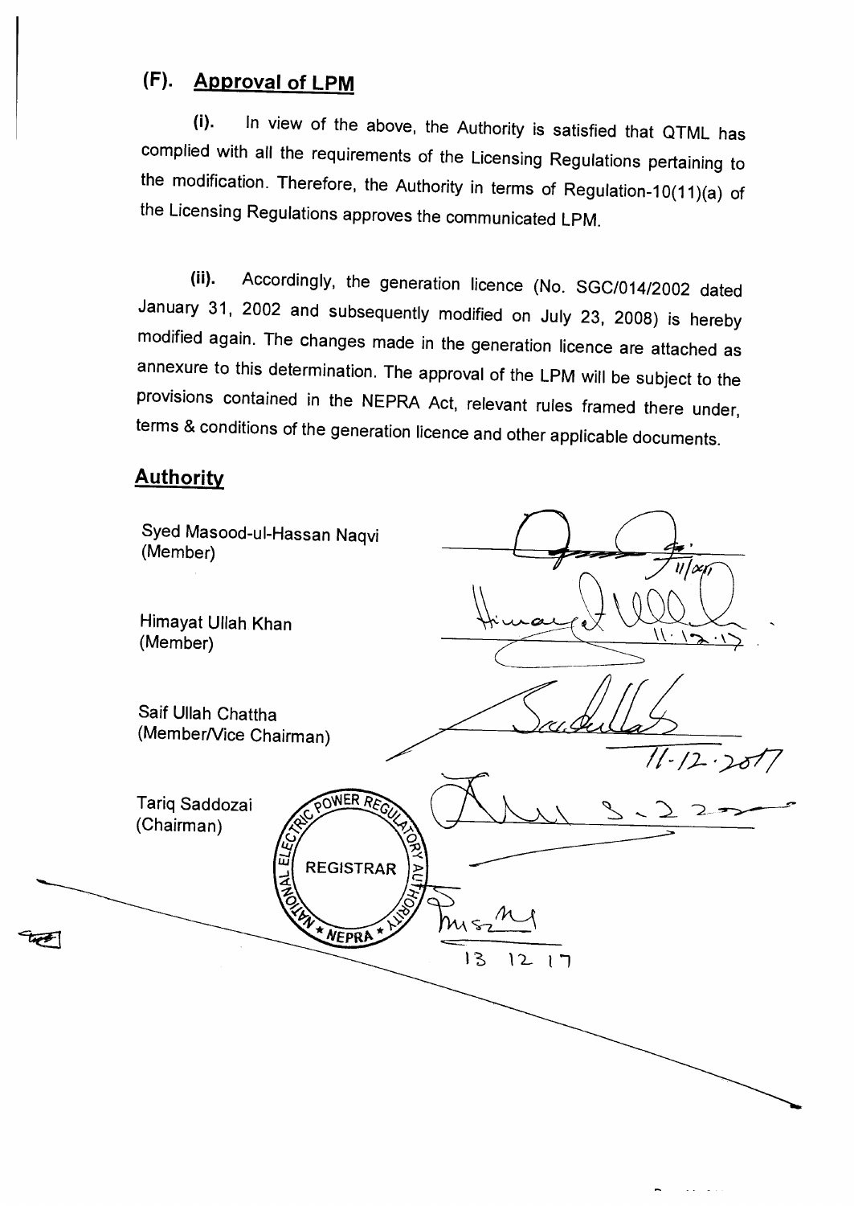## (F). Approval of LPM

(i). In view of the above, the Authority is satisfied that QTML has complied with all the requirements of the Licensing Regulations pertaining to the modification. Therefore, the Authority in terms of Regulation-10(11)(a) of the Licensing Regulations approves the communicated LPM.

(ii). Accordingly, the generation licence (No. SGC/014/2002 dated January 31, 2002 and subsequently modified on July 23, 2008) is hereby modified again. The changes made in the generation licence are attached as annexure to this determination. The approval of the LPM will be subject to the provisions contained in the NEPRA Act, relevant rules framed there under, terms & conditions of the generation licence and other applicable documents.

## Authority

Syed Masood-ul-Hassan Naqvi
(Member)

Himayat Ullah Khan
(Member)

Saif Ullah Chattha
(Member/Vice Chairman)

Tariq Saddozai
(Chairman)

REGISTRAR
NATIONAL ELECTRIC POWER REGULATORY AUTHORITY
NEPRA

13 12 17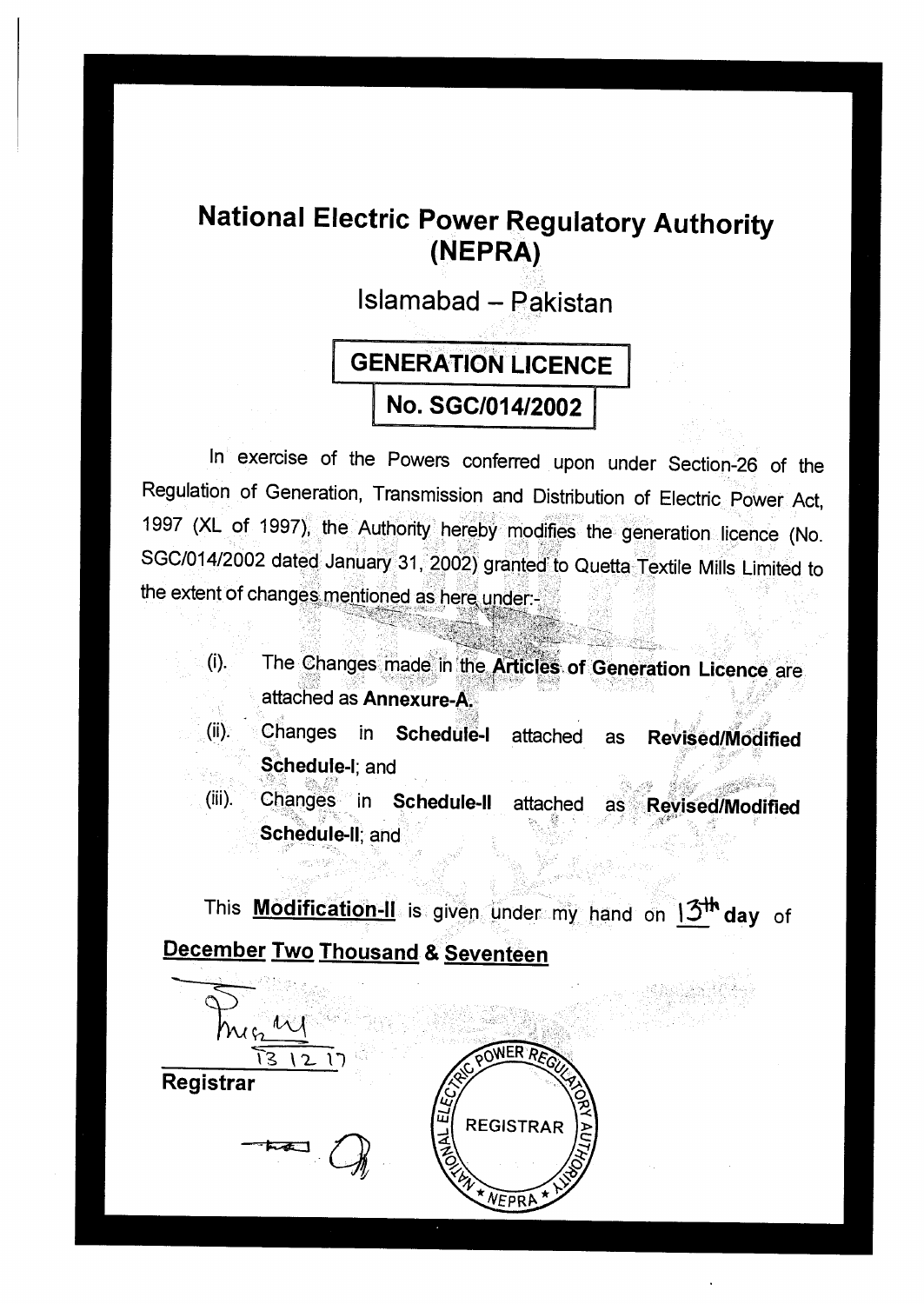# National Electric Power Regulatory Authority (NEPRA)

## Islamabad – Pakistan

## GENERATION LICENCE

## No. SGC/014/2002

In exercise of the Powers conferred upon under Section-26 of the Regulation of Generation, Transmission and Distribution of Electric Power Act, 1997 (XL of 1997), the Authority hereby modifies the generation licence (No. SGC/014/2002 dated January 31, 2002) granted to Quetta Textile Mills Limited to the extent of changes mentioned as here under:-

(i). The Changes made in the **Articles of Generation Licence** are attached as **Annexure-A.**

(ii). Changes in **Schedule-I** attached as **Revised/Modified Schedule-I**; and

(iii). Changes in **Schedule-II** attached as **Revised/Modified Schedule-II**; and

This **Modification-II** is given under my hand on 13th **day** of **December Two Thousand & Seventeen**

13 12 17

**Registrar**

NATIONAL ELECTRIC POWER REGULATORY AUTHORITY
REGISTRAR
NEPRA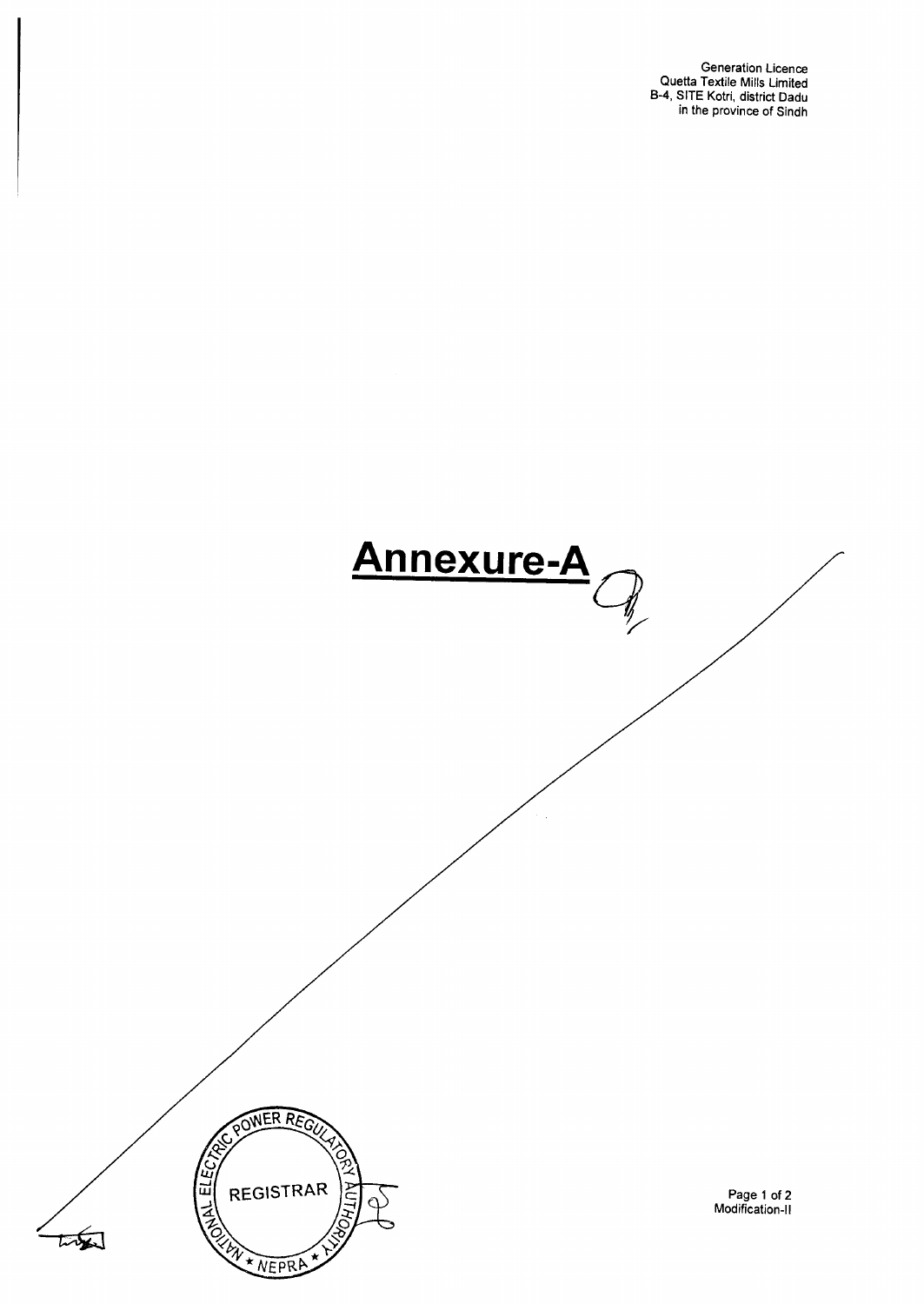# Annexure-A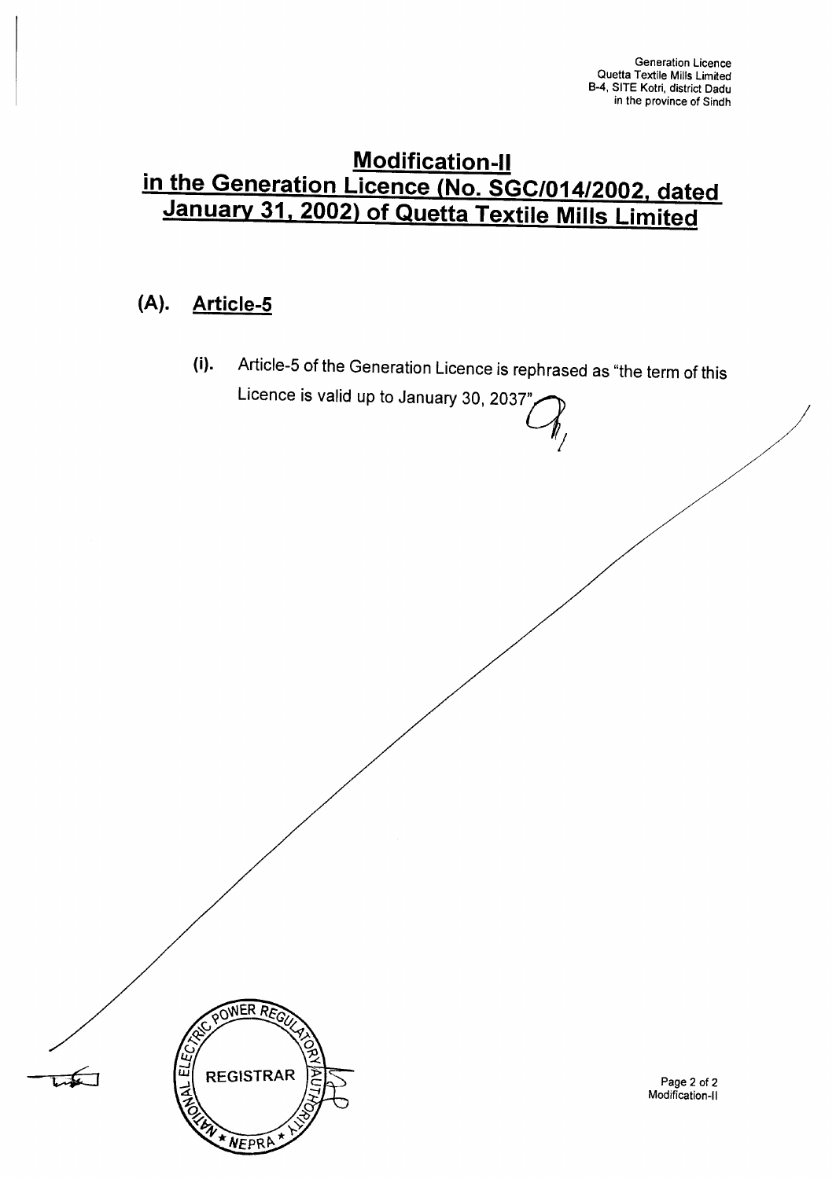# Modification-II in the Generation Licence (No. SGC/014/2002, dated January 31, 2002) of Quetta Textile Mills Limited

## (A). Article-5

(i). Article-5 of the Generation Licence is rephrased as "the term of this Licence is valid up to January 30, 2037".

REGISTRAR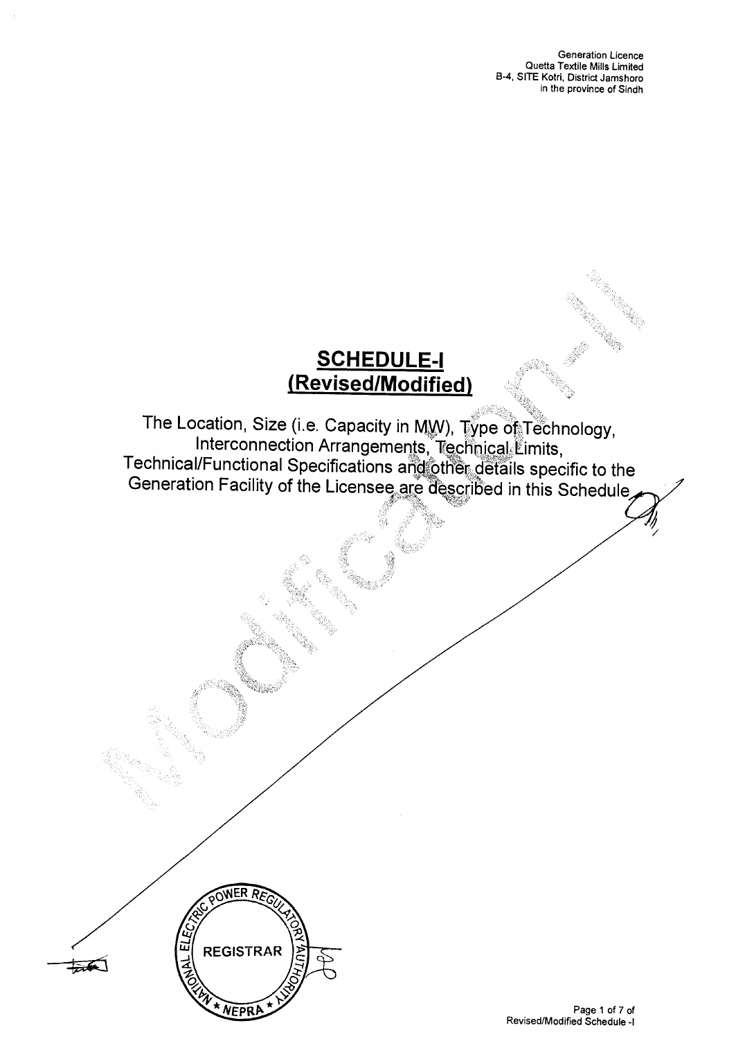# SCHEDULE-I
## (Revised/Modified)

The Location, Size (i.e. Capacity in MW), Type of Technology, Interconnection Arrangements, Technical Limits, Technical/Functional Specifications and other details specific to the Generation Facility of the Licensee are described in this Schedule.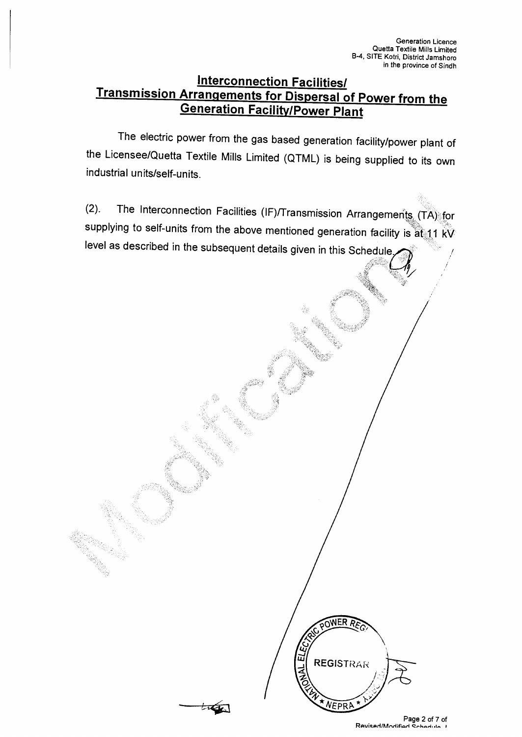## Interconnection Facilities/ Transmission Arrangements for Dispersal of Power from the Generation Facility/Power Plant

The electric power from the gas based generation facility/power plant of the Licensee/Quetta Textile Mills Limited (QTML) is being supplied to its own industrial units/self-units.

(2). The Interconnection Facilities (IF)/Transmission Arrangements (TA) for supplying to self-units from the above mentioned generation facility is at 11 kV level as described in the subsequent details given in this Schedule.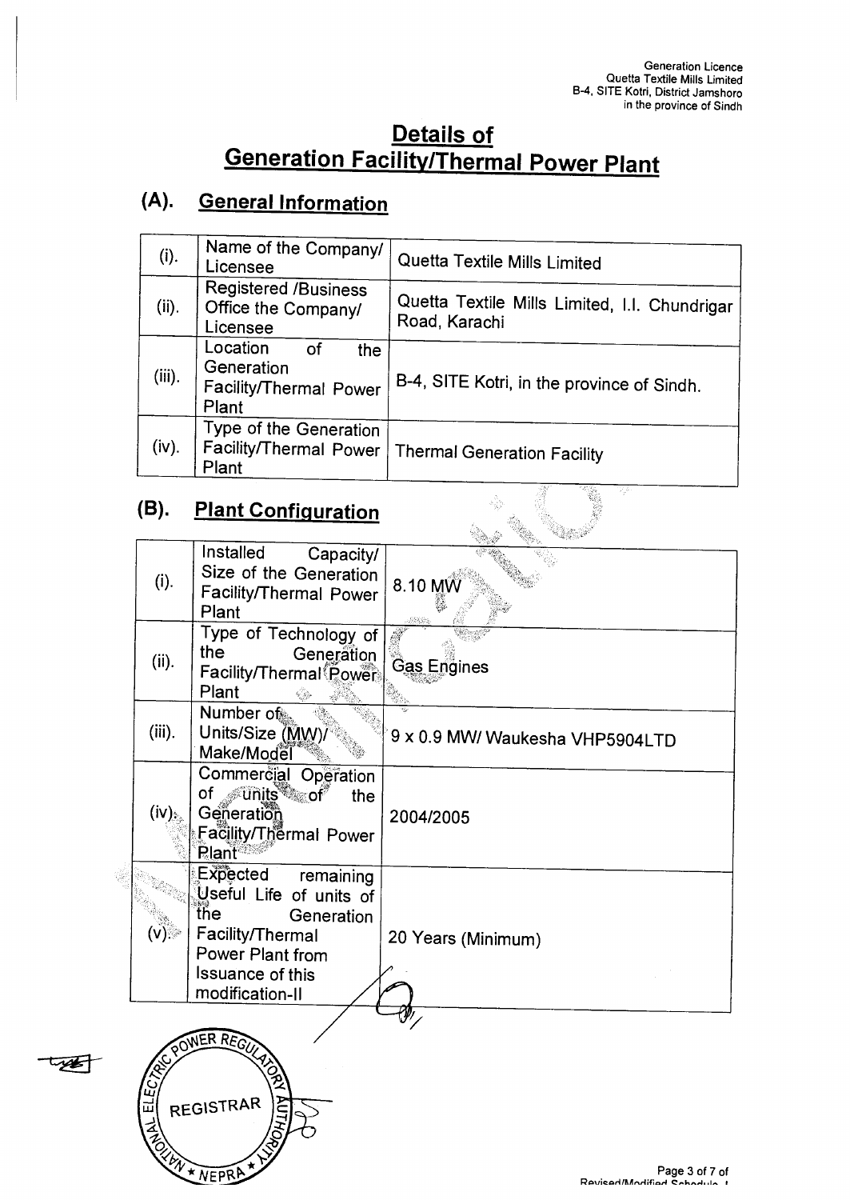# Details of Generation Facility/Thermal Power Plant

## (A). General Information

| | | |
|---|---|---|
| (i). | Name of the Company/ Licensee | Quetta Textile Mills Limited |
| (ii). | Registered /Business Office the Company/ Licensee | Quetta Textile Mills Limited, I.I. Chundrigar Road, Karachi |
| (iii). | Location of the Generation Facility/Thermal Power Plant | B-4, SITE Kotri, in the province of Sindh. |
| (iv). | Type of the Generation Facility/Thermal Power Plant | Thermal Generation Facility |

## (B). Plant Configuration

| | | |
|---|---|---|
| (i). | Installed Capacity/ Size of the Generation Facility/Thermal Power Plant | 8.10 MW |
| (ii). | Type of Technology of the Generation Facility/Thermal Power Plant | Gas Engines |
| (iii). | Number of Units/Size (MW)/ Make/Model | 9 x 0.9 MW/ Waukesha VHP5904LTD |
| (iv). | Commercial Operation of units of the Generation Facility/Thermal Power Plant | 2004/2005 |
| (v). | Expected remaining Useful Life of units of the Generation Facility/Thermal Power Plant from Issuance of this modification-II | 20 Years (Minimum) |

REGISTRAR
NATIONAL ELECTRIC POWER REGULATORY AUTHORITY ★ NEPRA ★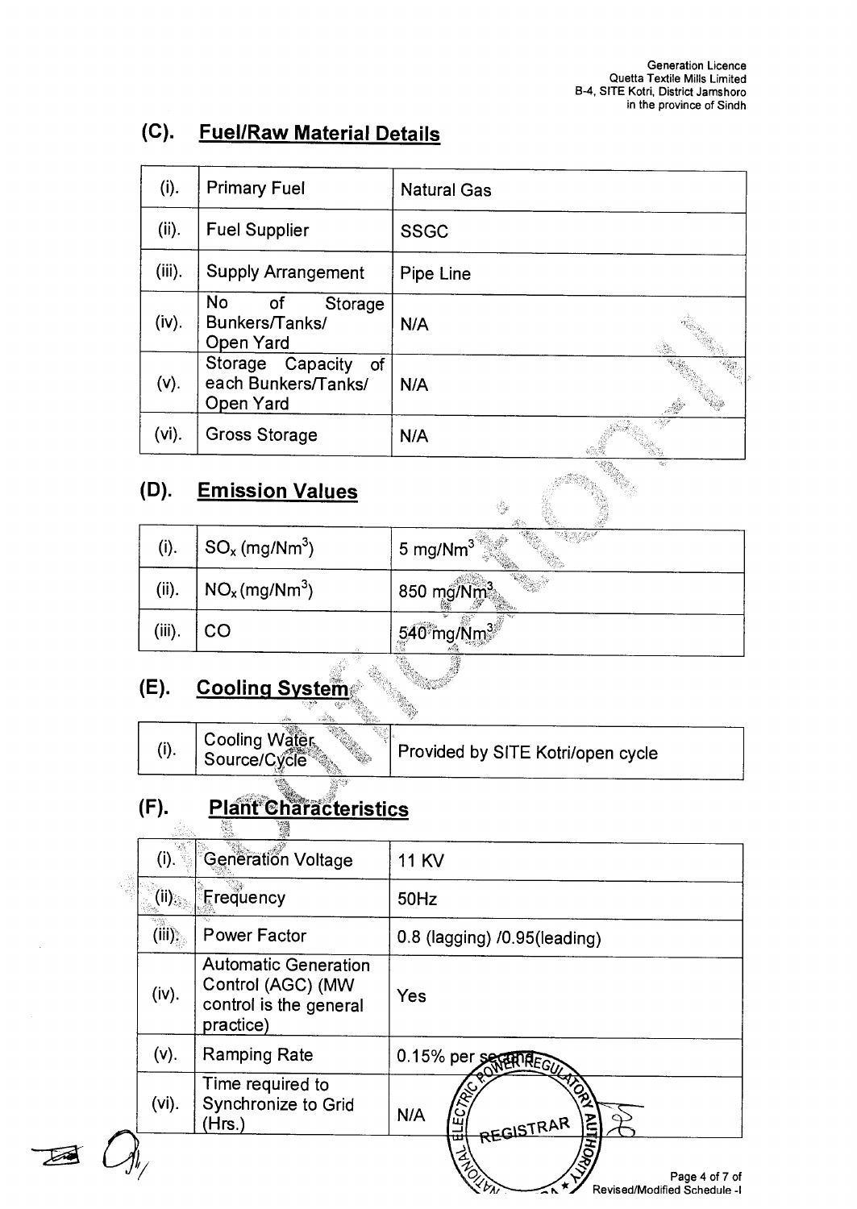## (C). Fuel/Raw Material Details

| | | |
|---|---|---|
| (i). | Primary Fuel | Natural Gas |
| (ii). | Fuel Supplier | SSGC |
| (iii). | Supply Arrangement | Pipe Line |
| (iv). | No of Storage Bunkers/Tanks/ Open Yard | N/A |
| (v). | Storage Capacity of each Bunkers/Tanks/ Open Yard | N/A |
| (vi). | Gross Storage | N/A |

## (D). Emission Values

| | | |
|---|---|---|
| (i). | $SO_x$ ($mg/Nm^3$) | 5 $mg/Nm^3$ |
| (ii). | $NO_x$ ($mg/Nm^3$) | 850 $mg/Nm^3$ |
| (iii). | CO | 540 $mg/Nm^3$ |

## (E). Cooling System

| | | |
|---|---|---|
| (i). | Cooling Water Source/Cycle | Provided by SITE Kotri/open cycle |

## (F). Plant Characteristics

| | | |
|---|---|---|
| (i). | Generation Voltage | 11 KV |
| (ii). | Frequency | 50Hz |
| (iii). | Power Factor | 0.8 (lagging) /0.95(leading) |
| (iv). | Automatic Generation Control (AGC) (MW control is the general practice) | Yes |
| (v). | Ramping Rate | 0.15% per second |
| (vi). | Time required to Synchronize to Grid (Hrs.) | N/A |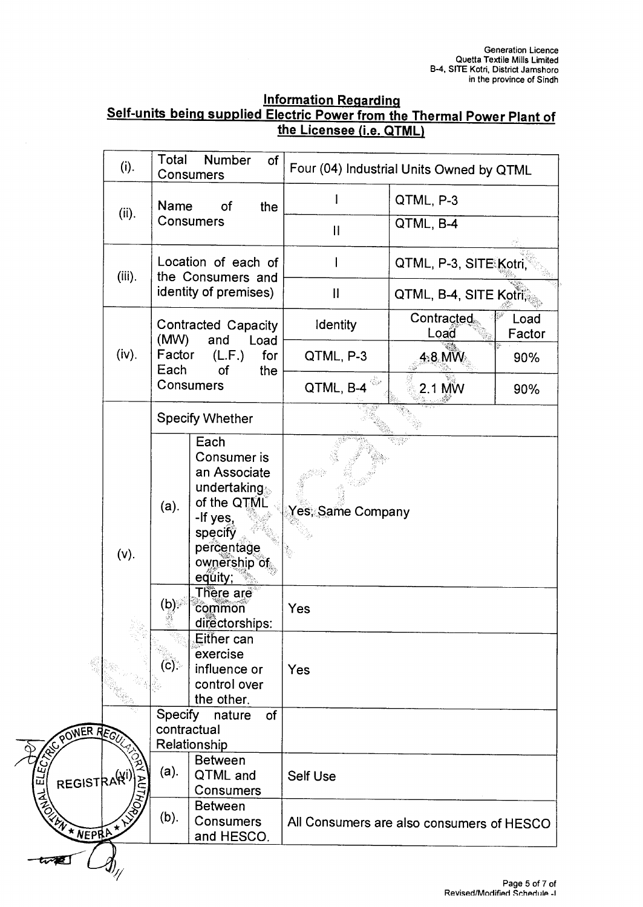## Information Regarding
## Self-units being supplied Electric Power from the Thermal Power Plant of the Licensee (i.e. QTML)

| | | | | |
|---|---|---|---|---|
| (i). | Total Number of Consumers | Four (04) Industrial Units Owned by QTML | | |
| (ii). | Name of the Consumers | I | QTML, P-3 | |
| | | II | QTML, B-4 | |
| (iii). | Location of each of the Consumers and identity of premises) | I | QTML, P-3, SITE Kotri, | |
| | | II | QTML, B-4, SITE Kotri, | |
| (iv). | Contracted Capacity (MW) and Load Factor (L.F.) for Each of the Consumers | Identity | Contracted Load | Load Factor |
| | | QTML, P-3 | 4.8 MW | 90% |
| | | QTML, B-4 | 2.1 MW | 90% |
| (v). | Specify Whether | | | |
| | (a). Each Consumer is an Associate undertaking of the QTML -If yes, specify percentage ownership of equity; | Yes, Same Company | | |
| | (b). There are common directorships: | Yes | | |
| | (c). Either can exercise influence or control over the other. | Yes | | |
| (vi). | Specify nature of contractual Relationship | | | |
| | (a). Between QTML and Consumers | Self Use | | |
| | (b). Between Consumers and HESCO. | All Consumers are also consumers of HESCO | | |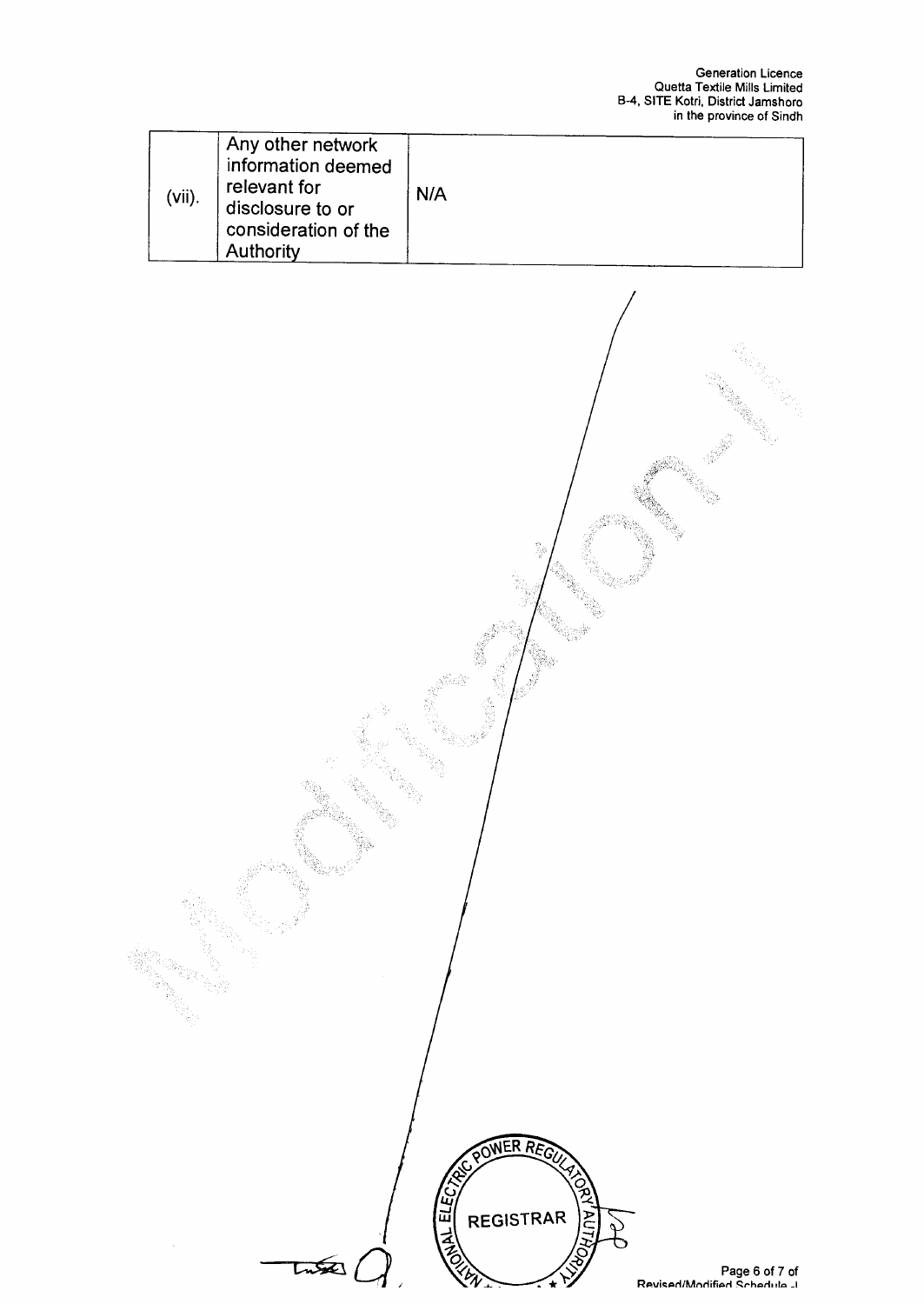| (vii). | Any other network information deemed relevant for disclosure to or consideration of the Authority | N/A |
|---|---|---|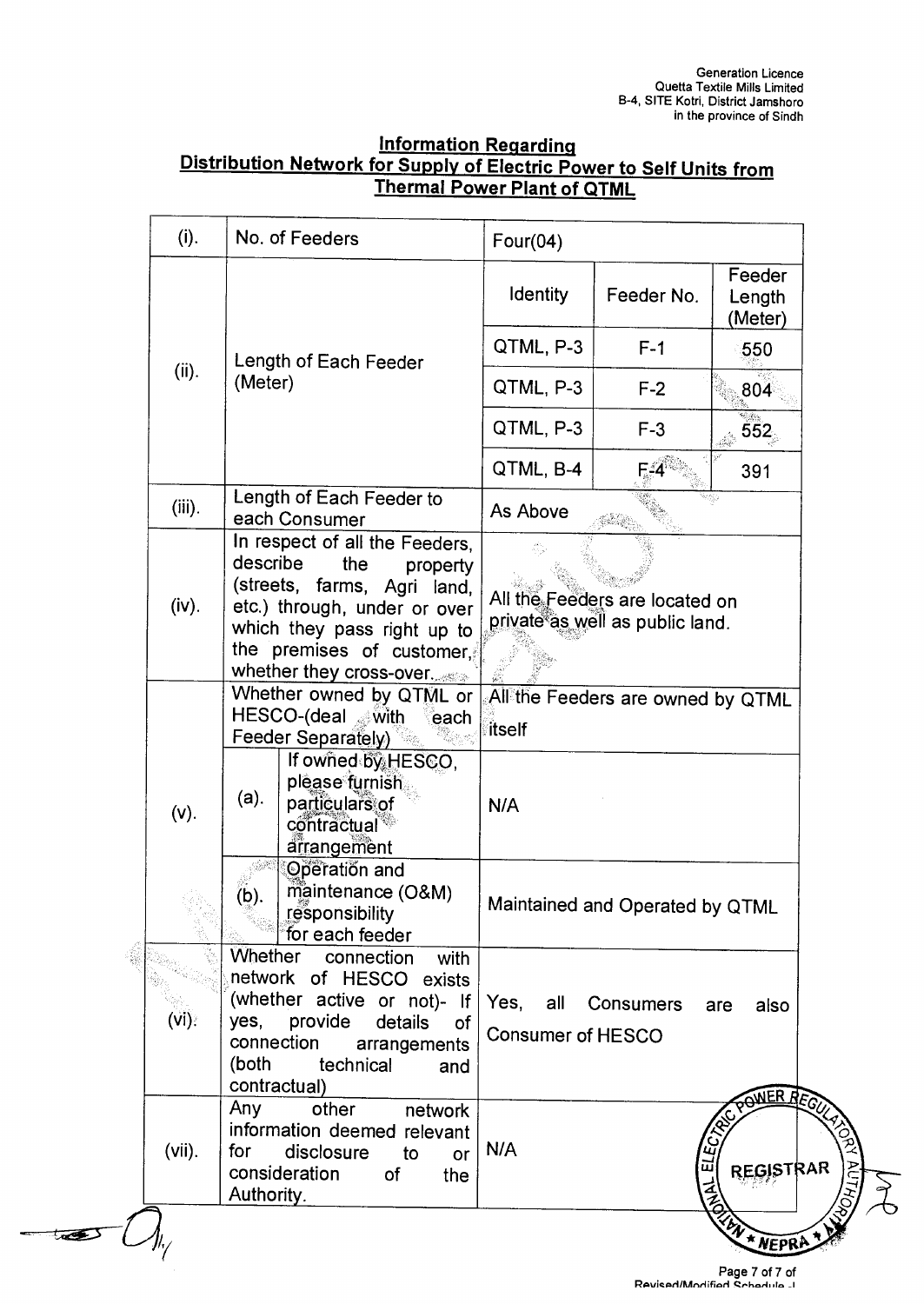## Information Regarding Distribution Network for Supply of Electric Power to Self Units from Thermal Power Plant of QTML

| | | | | |
|---|---|---|---|---|
| (i). | No. of Feeders | Four(04) | | |
| (ii). | Length of Each Feeder (Meter) | Identity | Feeder No. | Feeder Length (Meter) |
| | | QTML, P-3 | F-1 | 550 |
| | | QTML, P-3 | F-2 | 804 |
| | | QTML, P-3 | F-3 | 552 |
| | | QTML, B-4 | F-4 | 391 |
| (iii). | Length of Each Feeder to each Consumer | As Above | | |
| (iv). | In respect of all the Feeders, describe the property (streets, farms, Agri land, etc.) through, under or over which they pass right up to the premises of customer, whether they cross-over. | All the Feeders are located on private as well as public land. | | |
| (v). | Whether owned by QTML or HESCO-(deal with each Feeder Separately) | All the Feeders are owned by QTML itself | | |
| | (a). If owned by HESCO, please furnish particulars of contractual arrangement | N/A | | |
| | (b). Operation and maintenance (O&M) responsibility for each feeder | Maintained and Operated by QTML | | |
| (vi). | Whether connection with network of HESCO exists (whether active or not)- If yes, provide details of connection arrangements (both technical and contractual) | Yes, all Consumers are also Consumer of HESCO | | |
| (vii). | Any other network information deemed relevant for disclosure to or consideration of the Authority. | N/A | | |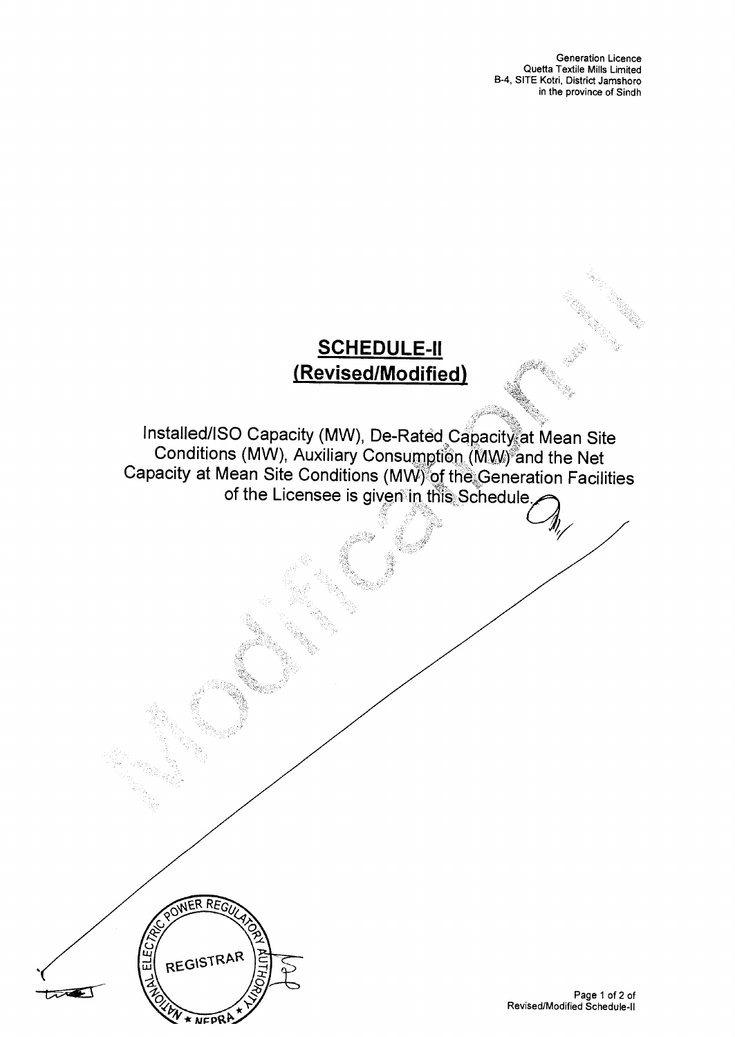# SCHEDULE-II
## (Revised/Modified)

Installed/ISO Capacity (MW), De-Rated Capacity at Mean Site Conditions (MW), Auxiliary Consumption (MW) and the Net Capacity at Mean Site Conditions (MW) of the Generation Facilities of the Licensee is given in this Schedule.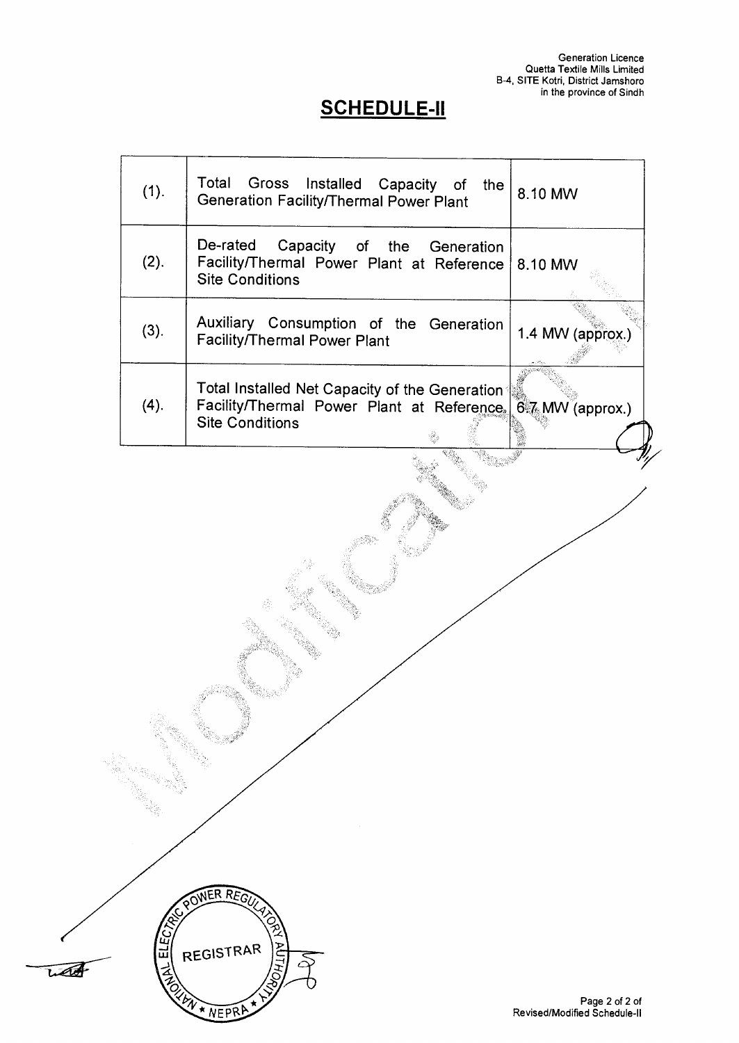Generation Licence
Quetta Textile Mills Limited
B-4, SITE Kotri, District Jamshoro
in the province of Sindh

# SCHEDULE-II

| | | |
|---|---|---|
| (1). | Total Gross Installed Capacity of the Generation Facility/Thermal Power Plant | 8.10 MW |
| (2). | De-rated Capacity of the Generation Facility/Thermal Power Plant at Reference Site Conditions | 8.10 MW |
| (3). | Auxiliary Consumption of the Generation Facility/Thermal Power Plant | 1.4 MW (approx.) |
| (4). | Total Installed Net Capacity of the Generation Facility/Thermal Power Plant at Reference Site Conditions | 6.7 MW (approx.) |

Modification-II

NATIONAL ELECTRIC POWER REGULATORY AUTHORITY
REGISTRAR
NEPRA

Page 2 of 2 of
Revised/Modified Schedule-II